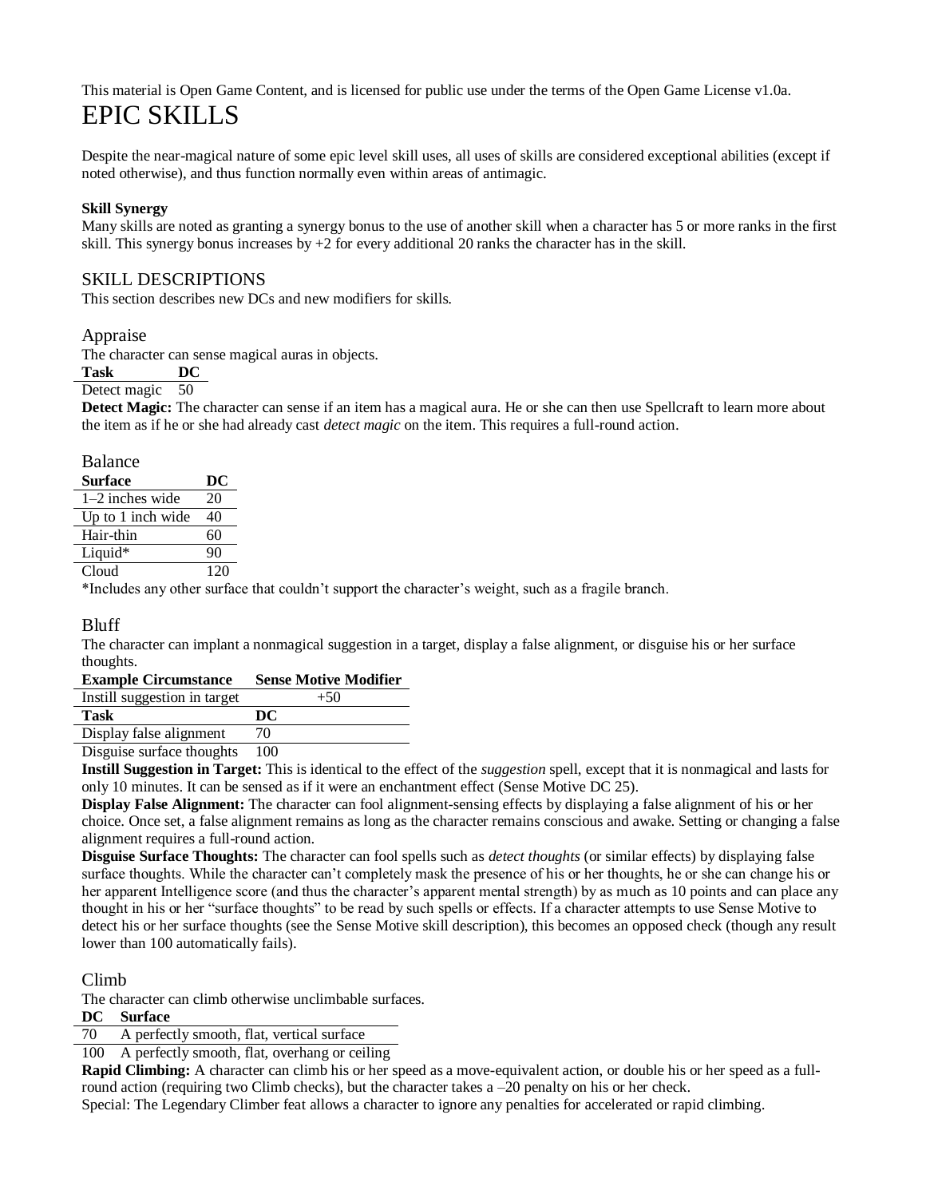This material is Open Game Content, and is licensed for public use under the terms of the Open Game License v1.0a.

# EPIC SKILLS

Despite the near-magical nature of some epic level skill uses, all uses of skills are considered exceptional abilities (except if noted otherwise), and thus function normally even within areas of antimagic.

**Skill Synergy**

Many skills are noted as granting a synergy bonus to the use of another skill when a character has 5 or more ranks in the first skill. This synergy bonus increases by +2 for every additional 20 ranks the character has in the skill.

## SKILL DESCRIPTIONS

This section describes new DCs and new modifiers for skills.

### Appraise

The character can sense magical auras in objects.

| Task | DC |
|---|---|
| Detect magic | 50 |

**Detect Magic:** The character can sense if an item has a magical aura. He or she can then use Spellcraft to learn more about the item as if he or she had already cast *detect magic* on the item. This requires a full-round action.

### Balance

| Surface | DC |
|---|---|
| 1–2 inches wide | 20 |
| Up to 1 inch wide | 40 |
| Hair-thin | 60 |
| Liquid* | 90 |
| Cloud | 120 |

*Includes any other surface that couldn't support the character's weight, such as a fragile branch.

### Bluff

The character can implant a nonmagical suggestion in a target, display a false alignment, or disguise his or her surface thoughts.

| Example Circumstance | Sense Motive Modifier |
|---|---|
| Instill suggestion in target | +50 |
| **Task** | **DC** |
| Display false alignment | 70 |
| Disguise surface thoughts | 100 |

**Instill Suggestion in Target:** This is identical to the effect of the *suggestion* spell, except that it is nonmagical and lasts for only 10 minutes. It can be sensed as if it were an enchantment effect (Sense Motive DC 25).

**Display False Alignment:** The character can fool alignment-sensing effects by displaying a false alignment of his or her choice. Once set, a false alignment remains as long as the character remains conscious and awake. Setting or changing a false alignment requires a full-round action.

**Disguise Surface Thoughts:** The character can fool spells such as *detect thoughts* (or similar effects) by displaying false surface thoughts. While the character can't completely mask the presence of his or her thoughts, he or she can change his or her apparent Intelligence score (and thus the character's apparent mental strength) by as much as 10 points and can place any thought in his or her "surface thoughts" to be read by such spells or effects. If a character attempts to use Sense Motive to detect his or her surface thoughts (see the Sense Motive skill description), this becomes an opposed check (though any result lower than 100 automatically fails).

### Climb

The character can climb otherwise unclimbable surfaces.

| DC | Surface |
|---|---|
| 70 | A perfectly smooth, flat, vertical surface |
| 100 | A perfectly smooth, flat, overhang or ceiling |

**Rapid Climbing:** A character can climb his or her speed as a move-equivalent action, or double his or her speed as a full-round action (requiring two Climb checks), but the character takes a –20 penalty on his or her check.

Special: The Legendary Climber feat allows a character to ignore any penalties for accelerated or rapid climbing.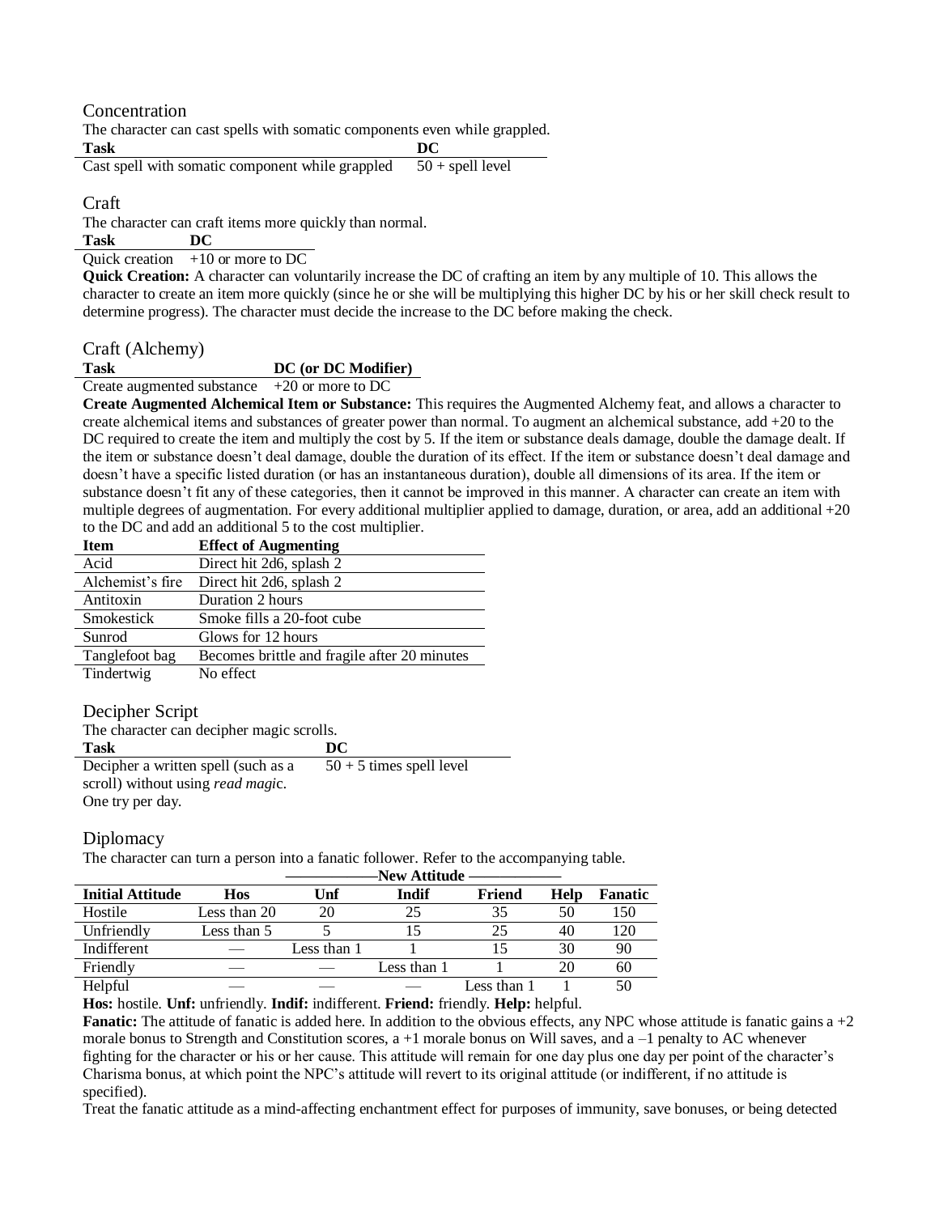## Concentration

The character can cast spells with somatic components even while grappled.

| Task | DC |
|---|---|
| Cast spell with somatic component while grappled | 50 + spell level |

## Craft

The character can craft items more quickly than normal.

| Task | DC |
|---|---|
| Quick creation | +10 or more to DC |

**Quick Creation:** A character can voluntarily increase the DC of crafting an item by any multiple of 10. This allows the character to create an item more quickly (since he or she will be multiplying this higher DC by his or her skill check result to determine progress). The character must decide the increase to the DC before making the check.

## Craft (Alchemy)

| Task | DC (or DC Modifier) |
|---|---|
| Create augmented substance | +20 or more to DC |

**Create Augmented Alchemical Item or Substance:** This requires the Augmented Alchemy feat, and allows a character to create alchemical items and substances of greater power than normal. To augment an alchemical substance, add +20 to the DC required to create the item and multiply the cost by 5. If the item or substance deals damage, double the damage dealt. If the item or substance doesn't deal damage, double the duration of its effect. If the item or substance doesn't deal damage and doesn't have a specific listed duration (or has an instantaneous duration), double all dimensions of its area. If the item or substance doesn't fit any of these categories, then it cannot be improved in this manner. A character can create an item with multiple degrees of augmentation. For every additional multiplier applied to damage, duration, or area, add an additional +20 to the DC and add an additional 5 to the cost multiplier.

| Item | Effect of Augmenting |
|---|---|
| Acid | Direct hit 2d6, splash 2 |
| Alchemist's fire | Direct hit 2d6, splash 2 |
| Antitoxin | Duration 2 hours |
| Smokestick | Smoke fills a 20-foot cube |
| Sunrod | Glows for 12 hours |
| Tanglefoot bag | Becomes brittle and fragile after 20 minutes |
| Tindertwig | No effect |

## Decipher Script

The character can decipher magic scrolls.

| Task | DC |
|---|---|
| Decipher a written spell (such as a scroll) without using *read magic*. One try per day. | 50 + 5 times spell level |

## Diplomacy

The character can turn a person into a fanatic follower. Refer to the accompanying table.

| | New Attitude | | | | | |
|---|---|---|---|---|---|---|
| **Initial Attitude** | **Hos** | **Unf** | **Indif** | **Friend** | **Help** | **Fanatic** |
| Hostile | Less than 20 | 20 | 25 | 35 | 50 | 150 |
| Unfriendly | Less than 5 | 5 | 15 | 25 | 40 | 120 |
| Indifferent | — | Less than 1 | 1 | 15 | 30 | 90 |
| Friendly | — | — | Less than 1 | 1 | 20 | 60 |
| Helpful | — | — | — | Less than 1 | 1 | 50 |

**Hos:** hostile. **Unf:** unfriendly. **Indif:** indifferent. **Friend:** friendly. **Help:** helpful.

**Fanatic:** The attitude of fanatic is added here. In addition to the obvious effects, any NPC whose attitude is fanatic gains a +2 morale bonus to Strength and Constitution scores, a +1 morale bonus on Will saves, and a –1 penalty to AC whenever fighting for the character or his or her cause. This attitude will remain for one day plus one day per point of the character's Charisma bonus, at which point the NPC's attitude will revert to its original attitude (or indifferent, if no attitude is specified).

Treat the fanatic attitude as a mind-affecting enchantment effect for purposes of immunity, save bonuses, or being detected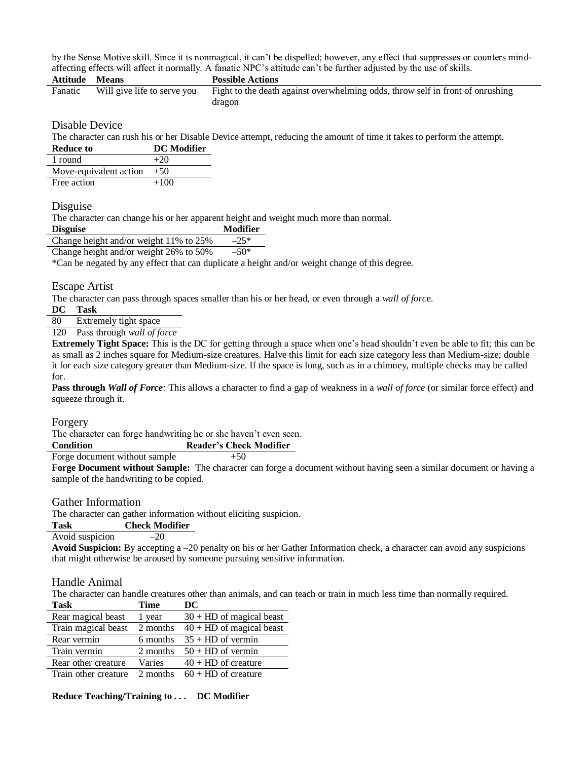by the Sense Motive skill. Since it is nonmagical, it can't be dispelled; however, any effect that suppresses or counters mind-affecting effects will affect it normally. A fanatic NPC's attitude can't be further adjusted by the use of skills.

| Attitude | Means | Possible Actions |
|---|---|---|
| Fanatic | Will give life to serve you | Fight to the death against overwhelming odds, throw self in front of onrushing dragon |

## Disable Device

The character can rush his or her Disable Device attempt, reducing the amount of time it takes to perform the attempt.

| Reduce to | DC Modifier |
|---|---|
| 1 round | +20 |
| Move-equivalent action | +50 |
| Free action | +100 |

## Disguise

The character can change his or her apparent height and weight much more than normal.

| Disguise | Modifier |
|---|---|
| Change height and/or weight 11% to 25% | –25* |
| Change height and/or weight 26% to 50% | –50* |

*Can be negated by any effect that can duplicate a height and/or weight change of this degree.

## Escape Artist

The character can pass through spaces smaller than his or her head, or even through a *wall of forc*e.

| DC | Task |
|---|---|
| 80 | Extremely tight space |
| 120 | Pass through *wall of force* |

**Extremely Tight Space:** This is the DC for getting through a space when one's head shouldn't even be able to fit; this can be as small as 2 inches square for Medium-size creatures. Halve this limit for each size category less than Medium-size; double it for each size category greater than Medium-size. If the space is long, such as in a chimney, multiple checks may be called for.

**Pass through *Wall of Force*:** This allows a character to find a gap of weakness in a *wall of force* (or similar force effect) and squeeze through it.

## Forgery

The character can forge handwriting he or she haven't even seen.

| Condition | Reader's Check Modifier |
|---|---|
| Forge document without sample | +50 |

**Forge Document without Sample:** The character can forge a document without having seen a similar document or having a sample of the handwriting to be copied.

## Gather Information

The character can gather information without eliciting suspicion.

| Task | Check Modifier |
|---|---|
| Avoid suspicion | –20 |

**Avoid Suspicion:** By accepting a –20 penalty on his or her Gather Information check, a character can avoid any suspicions that might otherwise be aroused by someone pursuing sensitive information.

## Handle Animal

The character can handle creatures other than animals, and can teach or train in much less time than normally required.

| Task | Time | DC |
|---|---|---|
| Rear magical beast | 1 year | 30 + HD of magical beast |
| Train magical beast | 2 months | 40 + HD of magical beast |
| Rear vermin | 6 months | 35 + HD of vermin |
| Train vermin | 2 months | 50 + HD of vermin |
| Rear other creature | Varies | 40 + HD of creature |
| Train other creature | 2 months | 60 + HD of creature |

**Reduce Teaching/Training to . . .** **DC Modifier**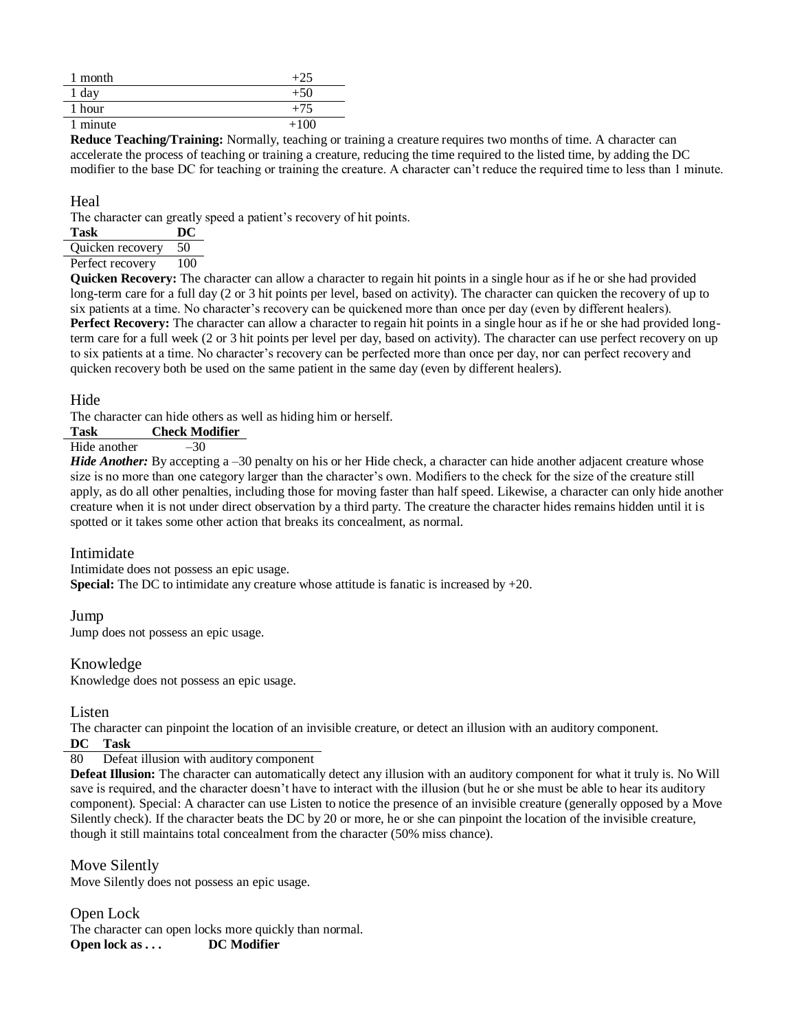| | |
|---|---|
| 1 month | +25 |
| 1 day | +50 |
| 1 hour | +75 |
| 1 minute | +100 |

**Reduce Teaching/Training:** Normally, teaching or training a creature requires two months of time. A character can accelerate the process of teaching or training a creature, reducing the time required to the listed time, by adding the DC modifier to the base DC for teaching or training the creature. A character can't reduce the required time to less than 1 minute.

## Heal

The character can greatly speed a patient's recovery of hit points.

| Task | DC |
|---|---|
| Quicken recovery | 50 |
| Perfect recovery | 100 |

**Quicken Recovery:** The character can allow a character to regain hit points in a single hour as if he or she had provided long-term care for a full day (2 or 3 hit points per level, based on activity). The character can quicken the recovery of up to six patients at a time. No character's recovery can be quickened more than once per day (even by different healers).

**Perfect Recovery:** The character can allow a character to regain hit points in a single hour as if he or she had provided long-term care for a full week (2 or 3 hit points per level per day, based on activity). The character can use perfect recovery on up to six patients at a time. No character's recovery can be perfected more than once per day, nor can perfect recovery and quicken recovery both be used on the same patient in the same day (even by different healers).

## Hide

The character can hide others as well as hiding him or herself.

| Task | Check Modifier |
|---|---|
| Hide another | –30 |

***Hide Another:*** By accepting a –30 penalty on his or her Hide check, a character can hide another adjacent creature whose size is no more than one category larger than the character's own. Modifiers to the check for the size of the creature still apply, as do all other penalties, including those for moving faster than half speed. Likewise, a character can only hide another creature when it is not under direct observation by a third party. The creature the character hides remains hidden until it is spotted or it takes some other action that breaks its concealment, as normal.

## Intimidate

Intimidate does not possess an epic usage.

**Special:** The DC to intimidate any creature whose attitude is fanatic is increased by +20.

## Jump

Jump does not possess an epic usage.

## Knowledge

Knowledge does not possess an epic usage.

## Listen

The character can pinpoint the location of an invisible creature, or detect an illusion with an auditory component.

| DC | Task |
|---|---|
| 80 | Defeat illusion with auditory component |

**Defeat Illusion:** The character can automatically detect any illusion with an auditory component for what it truly is. No Will save is required, and the character doesn't have to interact with the illusion (but he or she must be able to hear its auditory component). Special: A character can use Listen to notice the presence of an invisible creature (generally opposed by a Move Silently check). If the character beats the DC by 20 or more, he or she can pinpoint the location of the invisible creature, though it still maintains total concealment from the character (50% miss chance).

## Move Silently

Move Silently does not possess an epic usage.

## Open Lock

The character can open locks more quickly than normal.

**Open lock as . . .** **DC Modifier**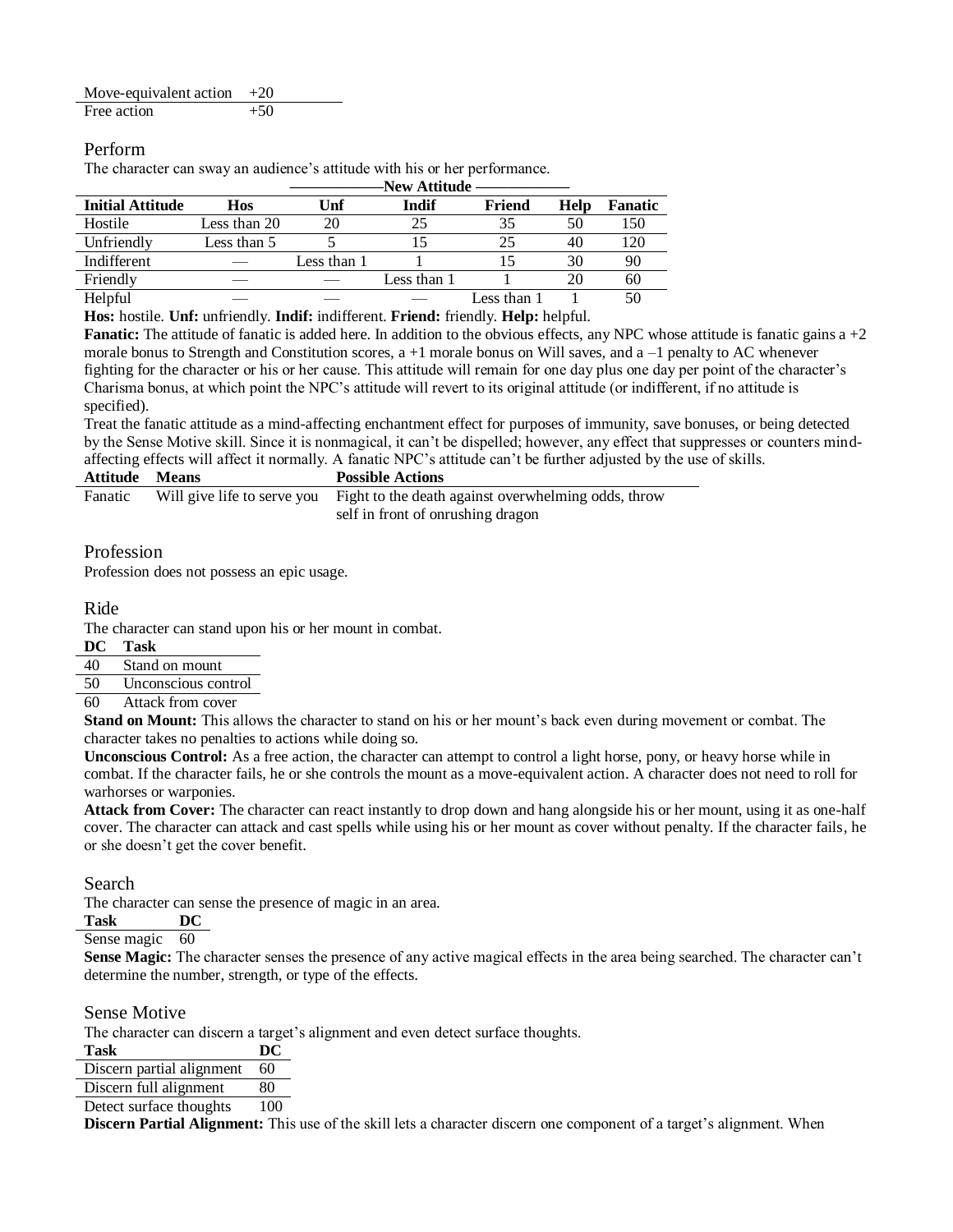| | |
|---|---|
| Move-equivalent action | +20 |
| Free action | +50 |

## Perform

The character can sway an audience's attitude with his or her performance.

| | New Attitude | | | | | |
|---|---|---|---|---|---|---|
| **Initial Attitude** | **Hos** | **Unf** | **Indif** | **Friend** | **Help** | **Fanatic** |
| Hostile | Less than 20 | 20 | 25 | 35 | 50 | 150 |
| Unfriendly | Less than 5 | 5 | 15 | 25 | 40 | 120 |
| Indifferent | — | Less than 1 | 1 | 15 | 30 | 90 |
| Friendly | — | — | Less than 1 | 1 | 20 | 60 |
| Helpful | — | — | — | Less than 1 | 1 | 50 |

**Hos:** hostile. **Unf:** unfriendly. **Indif:** indifferent. **Friend:** friendly. **Help:** helpful.

**Fanatic:** The attitude of fanatic is added here. In addition to the obvious effects, any NPC whose attitude is fanatic gains a +2 morale bonus to Strength and Constitution scores, a +1 morale bonus on Will saves, and a –1 penalty to AC whenever fighting for the character or his or her cause. This attitude will remain for one day plus one day per point of the character's Charisma bonus, at which point the NPC's attitude will revert to its original attitude (or indifferent, if no attitude is specified).

Treat the fanatic attitude as a mind-affecting enchantment effect for purposes of immunity, save bonuses, or being detected by the Sense Motive skill. Since it is nonmagical, it can't be dispelled; however, any effect that suppresses or counters mind-affecting effects will affect it normally. A fanatic NPC's attitude can't be further adjusted by the use of skills.

| Attitude | Means | Possible Actions |
|---|---|---|
| Fanatic | Will give life to serve you | Fight to the death against overwhelming odds, throw self in front of onrushing dragon |

## Profession

Profession does not possess an epic usage.

## Ride

The character can stand upon his or her mount in combat.

| DC | Task |
|---|---|
| 40 | Stand on mount |
| 50 | Unconscious control |
| 60 | Attack from cover |

**Stand on Mount:** This allows the character to stand on his or her mount's back even during movement or combat. The character takes no penalties to actions while doing so.

**Unconscious Control:** As a free action, the character can attempt to control a light horse, pony, or heavy horse while in combat. If the character fails, he or she controls the mount as a move-equivalent action. A character does not need to roll for warhorses or warponies.

**Attack from Cover:** The character can react instantly to drop down and hang alongside his or her mount, using it as one-half cover. The character can attack and cast spells while using his or her mount as cover without penalty. If the character fails, he or she doesn't get the cover benefit.

## Search

The character can sense the presence of magic in an area.

| Task | DC |
|---|---|
| Sense magic | 60 |

**Sense Magic:** The character senses the presence of any active magical effects in the area being searched. The character can't determine the number, strength, or type of the effects.

## Sense Motive

The character can discern a target's alignment and even detect surface thoughts.

| Task | DC |
|---|---|
| Discern partial alignment | 60 |
| Discern full alignment | 80 |
| Detect surface thoughts | 100 |

**Discern Partial Alignment:** This use of the skill lets a character discern one component of a target's alignment. When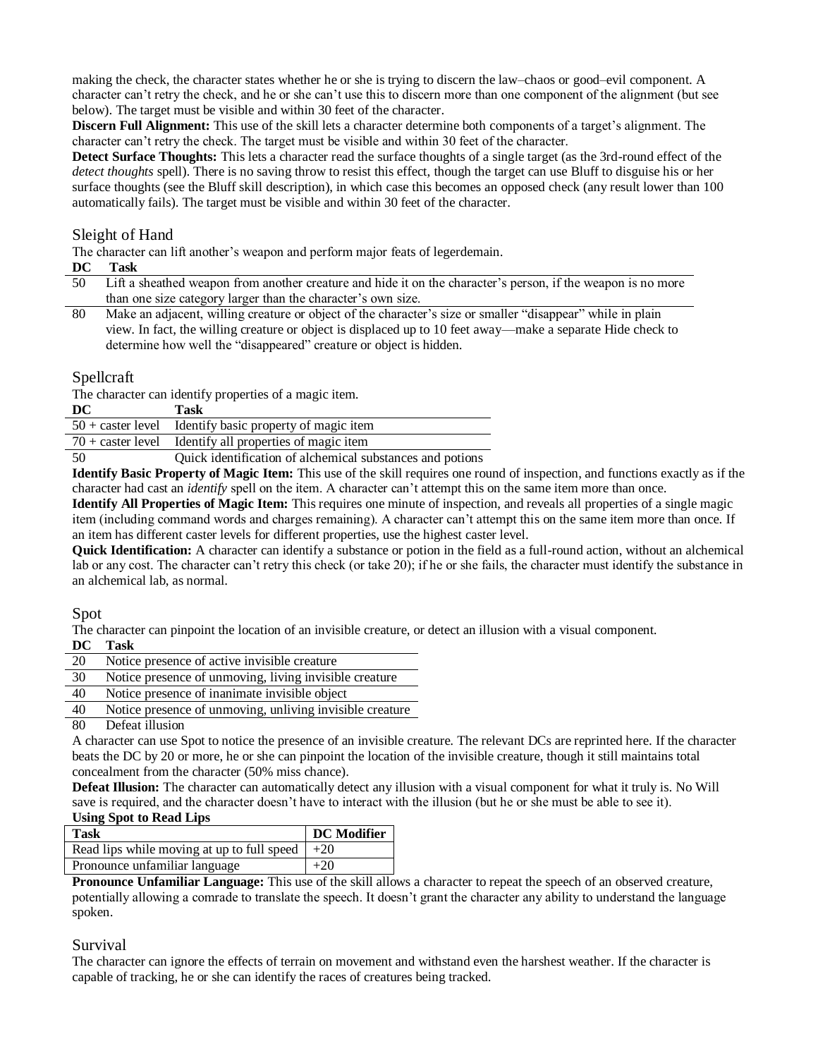making the check, the character states whether he or she is trying to discern the law–chaos or good–evil component. A character can't retry the check, and he or she can't use this to discern more than one component of the alignment (but see below). The target must be visible and within 30 feet of the character.

**Discern Full Alignment:** This use of the skill lets a character determine both components of a target's alignment. The character can't retry the check. The target must be visible and within 30 feet of the character.

**Detect Surface Thoughts:** This lets a character read the surface thoughts of a single target (as the 3rd-round effect of the *detect thoughts* spell). There is no saving throw to resist this effect, though the target can use Bluff to disguise his or her surface thoughts (see the Bluff skill description), in which case this becomes an opposed check (any result lower than 100 automatically fails). The target must be visible and within 30 feet of the character.

## Sleight of Hand

The character can lift another's weapon and perform major feats of legerdemain.

| DC | Task |
|---|---|
| 50 | Lift a sheathed weapon from another creature and hide it on the character's person, if the weapon is no more than one size category larger than the character's own size. |
| 80 | Make an adjacent, willing creature or object of the character's size or smaller "disappear" while in plain view. In fact, the willing creature or object is displaced up to 10 feet away—make a separate Hide check to determine how well the "disappeared" creature or object is hidden. |

## Spellcraft

The character can identify properties of a magic item.

| DC | Task |
|---|---|
| 50 + caster level | Identify basic property of magic item |
| 70 + caster level | Identify all properties of magic item |
| 50 | Quick identification of alchemical substances and potions |

**Identify Basic Property of Magic Item:** This use of the skill requires one round of inspection, and functions exactly as if the character had cast an *identify* spell on the item. A character can't attempt this on the same item more than once.

**Identify All Properties of Magic Item:** This requires one minute of inspection, and reveals all properties of a single magic item (including command words and charges remaining). A character can't attempt this on the same item more than once. If an item has different caster levels for different properties, use the highest caster level.

**Quick Identification:** A character can identify a substance or potion in the field as a full-round action, without an alchemical lab or any cost. The character can't retry this check (or take 20); if he or she fails, the character must identify the substance in an alchemical lab, as normal.

## Spot

The character can pinpoint the location of an invisible creature, or detect an illusion with a visual component.

| DC | Task |
|---|---|
| 20 | Notice presence of active invisible creature |
| 30 | Notice presence of unmoving, living invisible creature |
| 40 | Notice presence of inanimate invisible object |
| 40 | Notice presence of unmoving, unliving invisible creature |
| 80 | Defeat illusion |

A character can use Spot to notice the presence of an invisible creature. The relevant DCs are reprinted here. If the character beats the DC by 20 or more, he or she can pinpoint the location of the invisible creature, though it still maintains total concealment from the character (50% miss chance).

**Defeat Illusion:** The character can automatically detect any illusion with a visual component for what it truly is. No Will save is required, and the character doesn't have to interact with the illusion (but he or she must be able to see it).

**Using Spot to Read Lips**

| Task | DC Modifier |
|---|---|
| Read lips while moving at up to full speed | +20 |
| Pronounce unfamiliar language | +20 |

**Pronounce Unfamiliar Language:** This use of the skill allows a character to repeat the speech of an observed creature, potentially allowing a comrade to translate the speech. It doesn't grant the character any ability to understand the language spoken.

## Survival

The character can ignore the effects of terrain on movement and withstand even the harshest weather. If the character is capable of tracking, he or she can identify the races of creatures being tracked.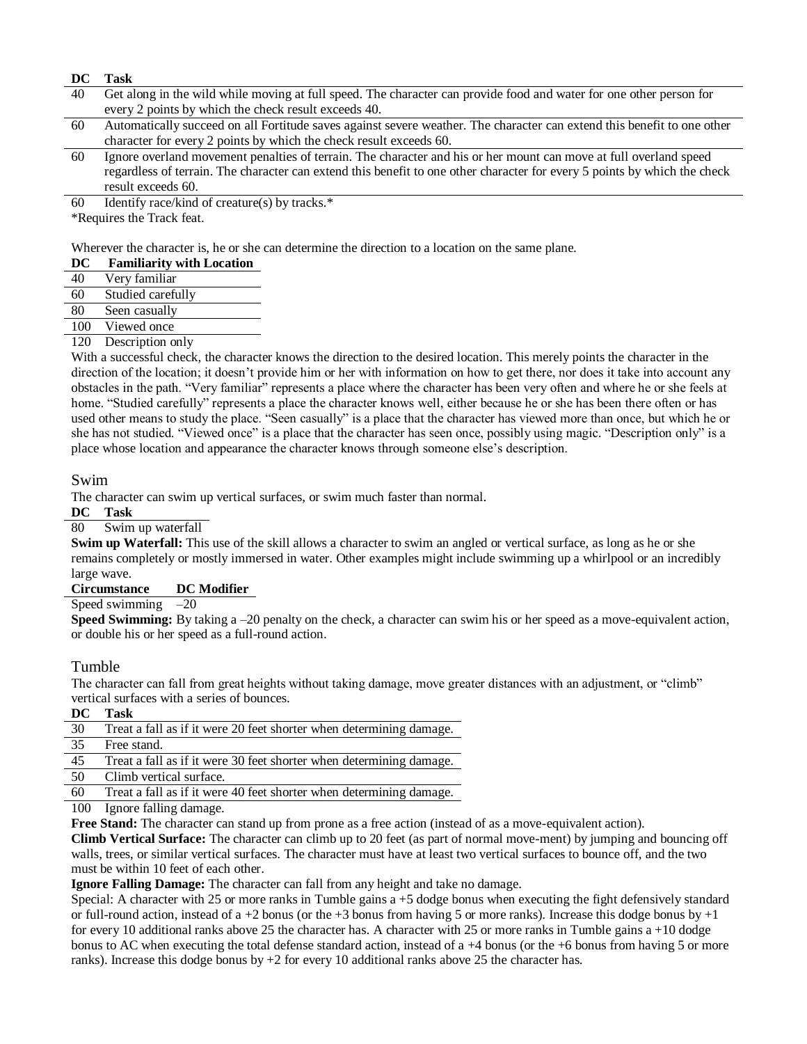| DC | Task |
|---|---|
| 40 | Get along in the wild while moving at full speed. The character can provide food and water for one other person for every 2 points by which the check result exceeds 40. |
| 60 | Automatically succeed on all Fortitude saves against severe weather. The character can extend this benefit to one other character for every 2 points by which the check result exceeds 60. |
| 60 | Ignore overland movement penalties of terrain. The character and his or her mount can move at full overland speed regardless of terrain. The character can extend this benefit to one other character for every 5 points by which the check result exceeds 60. |
| 60 | Identify race/kind of creature(s) by tracks.* |

*Requires the Track feat.

Wherever the character is, he or she can determine the direction to a location on the same plane.

| DC | Familiarity with Location |
|---|---|
| 40 | Very familiar |
| 60 | Studied carefully |
| 80 | Seen casually |
| 100 | Viewed once |
| 120 | Description only |

With a successful check, the character knows the direction to the desired location. This merely points the character in the direction of the location; it doesn't provide him or her with information on how to get there, nor does it take into account any obstacles in the path. "Very familiar" represents a place where the character has been very often and where he or she feels at home. "Studied carefully" represents a place the character knows well, either because he or she has been there often or has used other means to study the place. "Seen casually" is a place that the character has viewed more than once, but which he or she has not studied. "Viewed once" is a place that the character has seen once, possibly using magic. "Description only" is a place whose location and appearance the character knows through someone else's description.

## Swim

The character can swim up vertical surfaces, or swim much faster than normal.

| DC | Task |
|---|---|
| 80 | Swim up waterfall |

**Swim up Waterfall:** This use of the skill allows a character to swim an angled or vertical surface, as long as he or she remains completely or mostly immersed in water. Other examples might include swimming up a whirlpool or an incredibly large wave.

| Circumstance | DC Modifier |
|---|---|
| Speed swimming | –20 |

**Speed Swimming:** By taking a –20 penalty on the check, a character can swim his or her speed as a move-equivalent action, or double his or her speed as a full-round action.

## Tumble

The character can fall from great heights without taking damage, move greater distances with an adjustment, or "climb" vertical surfaces with a series of bounces.

| DC | Task |
|---|---|
| 30 | Treat a fall as if it were 20 feet shorter when determining damage. |
| 35 | Free stand. |
| 45 | Treat a fall as if it were 30 feet shorter when determining damage. |
| 50 | Climb vertical surface. |
| 60 | Treat a fall as if it were 40 feet shorter when determining damage. |
| 100 | Ignore falling damage. |

**Free Stand:** The character can stand up from prone as a free action (instead of as a move-equivalent action).

**Climb Vertical Surface:** The character can climb up to 20 feet (as part of normal move-ment) by jumping and bouncing off walls, trees, or similar vertical surfaces. The character must have at least two vertical surfaces to bounce off, and the two must be within 10 feet of each other.

**Ignore Falling Damage:** The character can fall from any height and take no damage.

Special: A character with 25 or more ranks in Tumble gains a +5 dodge bonus when executing the fight defensively standard or full-round action, instead of a +2 bonus (or the +3 bonus from having 5 or more ranks). Increase this dodge bonus by +1 for every 10 additional ranks above 25 the character has. A character with 25 or more ranks in Tumble gains a +10 dodge bonus to AC when executing the total defense standard action, instead of a +4 bonus (or the +6 bonus from having 5 or more ranks). Increase this dodge bonus by +2 for every 10 additional ranks above 25 the character has.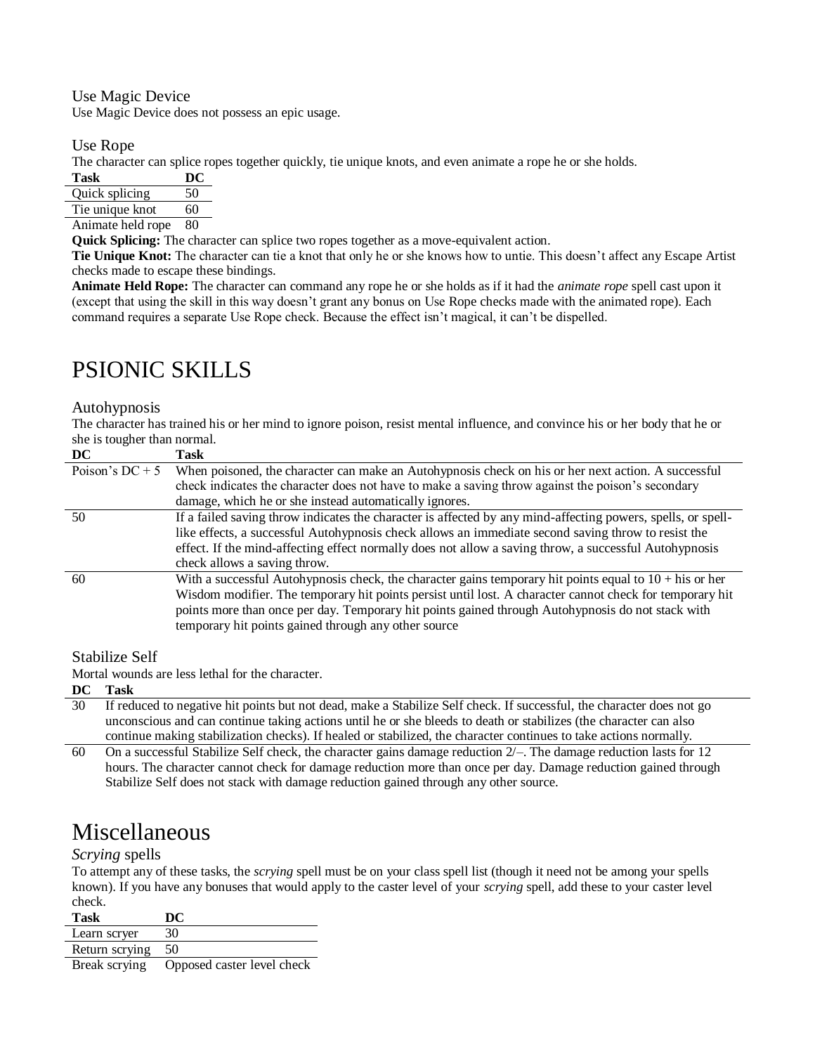### Use Magic Device

Use Magic Device does not possess an epic usage.

### Use Rope

The character can splice ropes together quickly, tie unique knots, and even animate a rope he or she holds.

| Task | DC |
|---|---|
| Quick splicing | 50 |
| Tie unique knot | 60 |
| Animate held rope | 80 |

**Quick Splicing:** The character can splice two ropes together as a move-equivalent action.

**Tie Unique Knot:** The character can tie a knot that only he or she knows how to untie. This doesn't affect any Escape Artist checks made to escape these bindings.

**Animate Held Rope:** The character can command any rope he or she holds as if it had the *animate rope* spell cast upon it (except that using the skill in this way doesn't grant any bonus on Use Rope checks made with the animated rope). Each command requires a separate Use Rope check. Because the effect isn't magical, it can't be dispelled.

# PSIONIC SKILLS

### Autohypnosis

The character has trained his or her mind to ignore poison, resist mental influence, and convince his or her body that he or she is tougher than normal.

| DC | Task |
|---|---|
| Poison's DC + 5 | When poisoned, the character can make an Autohypnosis check on his or her next action. A successful check indicates the character does not have to make a saving throw against the poison's secondary damage, which he or she instead automatically ignores. |
| 50 | If a failed saving throw indicates the character is affected by any mind-affecting powers, spells, or spell-like effects, a successful Autohypnosis check allows an immediate second saving throw to resist the effect. If the mind-affecting effect normally does not allow a saving throw, a successful Autohypnosis check allows a saving throw. |
| 60 | With a successful Autohypnosis check, the character gains temporary hit points equal to 10 + his or her Wisdom modifier. The temporary hit points persist until lost. A character cannot check for temporary hit points more than once per day. Temporary hit points gained through Autohypnosis do not stack with temporary hit points gained through any other source |

### Stabilize Self

Mortal wounds are less lethal for the character.

| DC | Task |
|---|---|
| 30 | If reduced to negative hit points but not dead, make a Stabilize Self check. If successful, the character does not go unconscious and can continue taking actions until he or she bleeds to death or stabilizes (the character can also continue making stabilization checks). If healed or stabilized, the character continues to take actions normally. |
| 60 | On a successful Stabilize Self check, the character gains damage reduction 2/–. The damage reduction lasts for 12 hours. The character cannot check for damage reduction more than once per day. Damage reduction gained through Stabilize Self does not stack with damage reduction gained through any other source. |

# Miscellaneous

### *Scrying* spells

To attempt any of these tasks, the *scrying* spell must be on your class spell list (though it need not be among your spells known). If you have any bonuses that would apply to the caster level of your *scrying* spell, add these to your caster level check.

| Task | DC |
|---|---|
| Learn scryer | 30 |
| Return scrying | 50 |
| Break scrying | Opposed caster level check |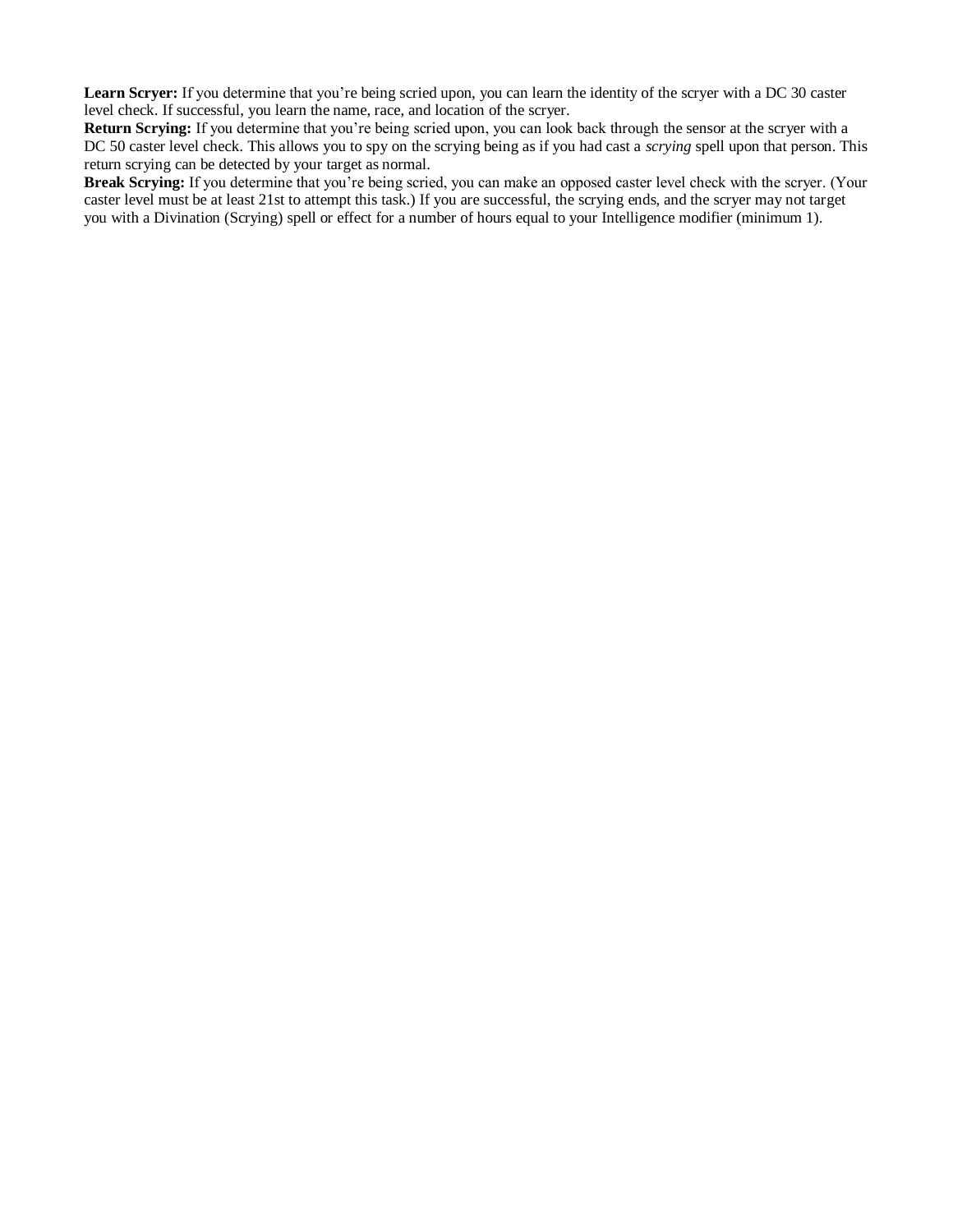**Learn Scryer:** If you determine that you're being scried upon, you can learn the identity of the scryer with a DC 30 caster level check. If successful, you learn the name, race, and location of the scryer.

**Return Scrying:** If you determine that you're being scried upon, you can look back through the sensor at the scryer with a DC 50 caster level check. This allows you to spy on the scrying being as if you had cast a *scrying* spell upon that person. This return scrying can be detected by your target as normal.

**Break Scrying:** If you determine that you're being scried, you can make an opposed caster level check with the scryer. (Your caster level must be at least 21st to attempt this task.) If you are successful, the scrying ends, and the scryer may not target you with a Divination (Scrying) spell or effect for a number of hours equal to your Intelligence modifier (minimum 1).